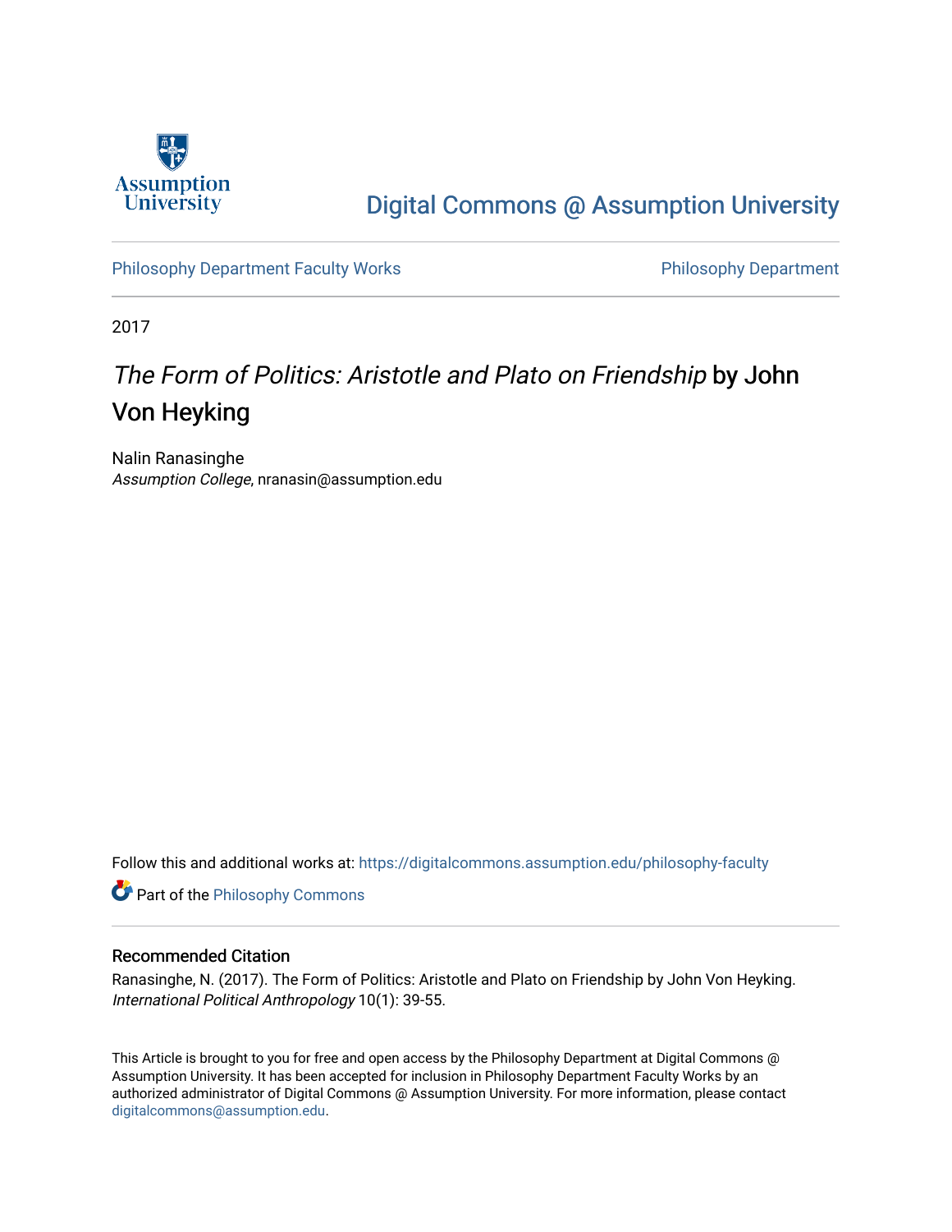Digital Commons @ Assumption University

Philosophy Department Faculty Works

Philosophy Department

2017

# *The Form of Politics: Aristotle and Plato on Friendship* by John Von Heyking

Nalin Ranasinghe
*Assumption College*, nranasin@assumption.edu

Follow this and additional works at: https://digitalcommons.assumption.edu/philosophy-faculty

Part of the Philosophy Commons

## Recommended Citation

Ranasinghe, N. (2017). The Form of Politics: Aristotle and Plato on Friendship by John Von Heyking. *International Political Anthropology* 10(1): 39-55.

This Article is brought to you for free and open access by the Philosophy Department at Digital Commons @ Assumption University. It has been accepted for inclusion in Philosophy Department Faculty Works by an authorized administrator of Digital Commons @ Assumption University. For more information, please contact digitalcommons@assumption.edu.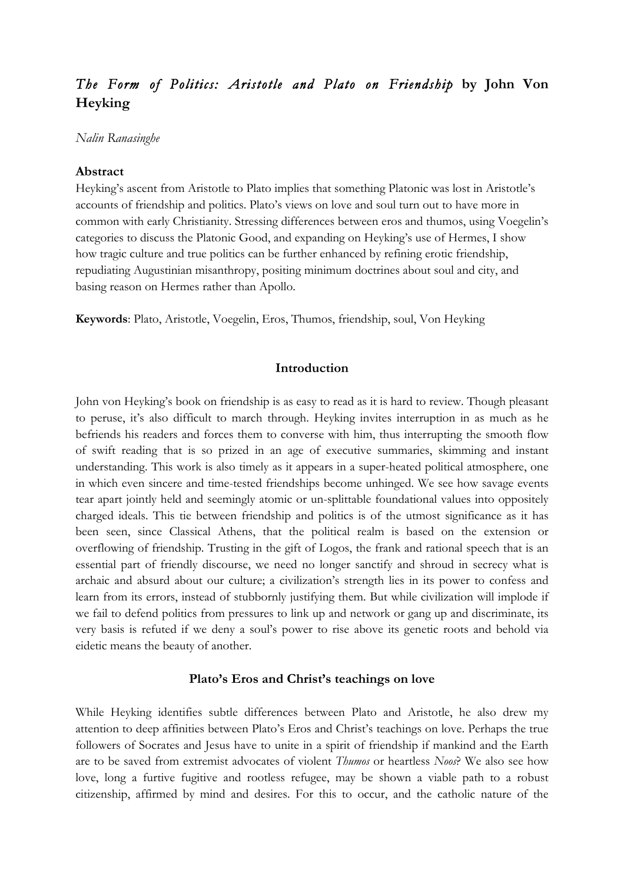# *The Form of Politics: Aristotle and Plato on Friendship* by John Von Heyking

*Nalin Ranasinghe*

## Abstract

Heyking's ascent from Aristotle to Plato implies that something Platonic was lost in Aristotle's accounts of friendship and politics. Plato's views on love and soul turn out to have more in common with early Christianity. Stressing differences between eros and thumos, using Voegelin's categories to discuss the Platonic Good, and expanding on Heyking's use of Hermes, I show how tragic culture and true politics can be further enhanced by refining erotic friendship, repudiating Augustinian misanthropy, positing minimum doctrines about soul and city, and basing reason on Hermes rather than Apollo.

**Keywords**: Plato, Aristotle, Voegelin, Eros, Thumos, friendship, soul, Von Heyking

## Introduction

John von Heyking's book on friendship is as easy to read as it is hard to review. Though pleasant to peruse, it's also difficult to march through. Heyking invites interruption in as much as he befriends his readers and forces them to converse with him, thus interrupting the smooth flow of swift reading that is so prized in an age of executive summaries, skimming and instant understanding. This work is also timely as it appears in a super-heated political atmosphere, one in which even sincere and time-tested friendships become unhinged. We see how savage events tear apart jointly held and seemingly atomic or un-splittable foundational values into oppositely charged ideals. This tie between friendship and politics is of the utmost significance as it has been seen, since Classical Athens, that the political realm is based on the extension or overflowing of friendship. Trusting in the gift of Logos, the frank and rational speech that is an essential part of friendly discourse, we need no longer sanctify and shroud in secrecy what is archaic and absurd about our culture; a civilization's strength lies in its power to confess and learn from its errors, instead of stubbornly justifying them. But while civilization will implode if we fail to defend politics from pressures to link up and network or gang up and discriminate, its very basis is refuted if we deny a soul's power to rise above its genetic roots and behold via eidetic means the beauty of another.

## Plato's Eros and Christ's teachings on love

While Heyking identifies subtle differences between Plato and Aristotle, he also drew my attention to deep affinities between Plato's Eros and Christ's teachings on love. Perhaps the true followers of Socrates and Jesus have to unite in a spirit of friendship if mankind and the Earth are to be saved from extremist advocates of violent *Thumos* or heartless *Noos*? We also see how love, long a furtive fugitive and rootless refugee, may be shown a viable path to a robust citizenship, affirmed by mind and desires. For this to occur, and the catholic nature of the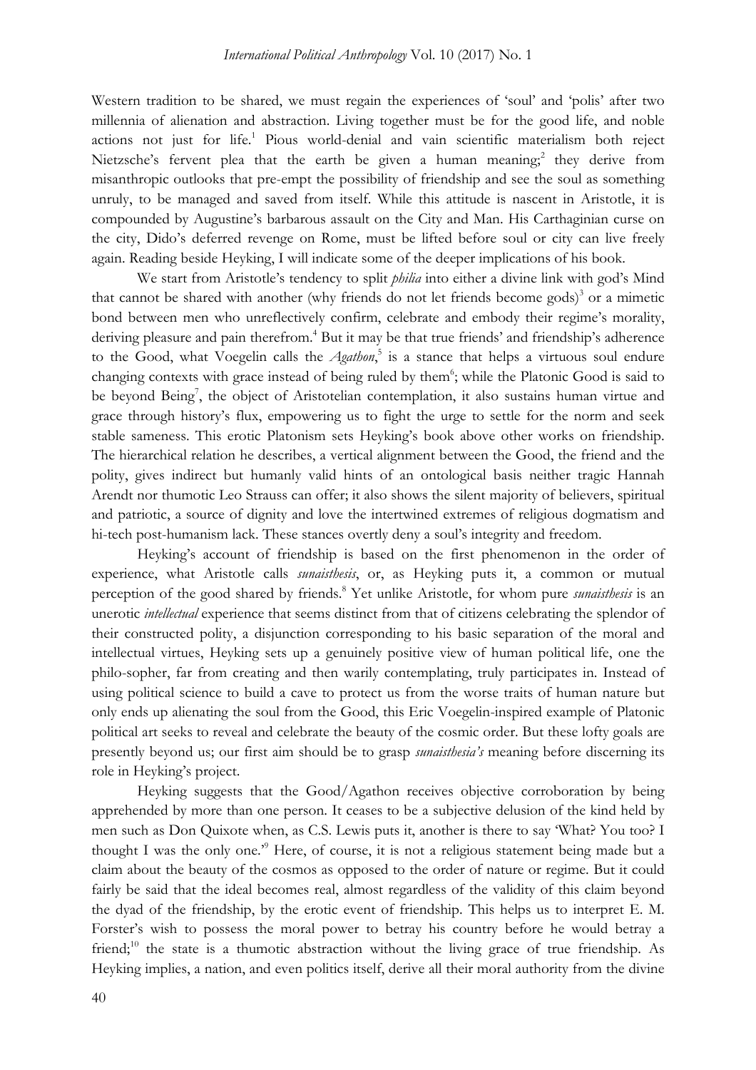Western tradition to be shared, we must regain the experiences of 'soul' and 'polis' after two millennia of alienation and abstraction. Living together must be for the good life, and noble actions not just for life.[1] Pious world-denial and vain scientific materialism both reject Nietzsche's fervent plea that the earth be given a human meaning;[2] they derive from misanthropic outlooks that pre-empt the possibility of friendship and see the soul as something unruly, to be managed and saved from itself. While this attitude is nascent in Aristotle, it is compounded by Augustine's barbarous assault on the City and Man. His Carthaginian curse on the city, Dido's deferred revenge on Rome, must be lifted before soul or city can live freely again. Reading beside Heyking, I will indicate some of the deeper implications of his book.

We start from Aristotle's tendency to split *philia* into either a divine link with god's Mind that cannot be shared with another (why friends do not let friends become gods)[3] or a mimetic bond between men who unreflectively confirm, celebrate and embody their regime's morality, deriving pleasure and pain therefrom.[4] But it may be that true friends' and friendship's adherence to the Good, what Voegelin calls the *Agathon*,[5] is a stance that helps a virtuous soul endure changing contexts with grace instead of being ruled by them[6]; while the Platonic Good is said to be beyond Being[7], the object of Aristotelian contemplation, it also sustains human virtue and grace through history's flux, empowering us to fight the urge to settle for the norm and seek stable sameness. This erotic Platonism sets Heyking's book above other works on friendship. The hierarchical relation he describes, a vertical alignment between the Good, the friend and the polity, gives indirect but humanly valid hints of an ontological basis neither tragic Hannah Arendt nor thumotic Leo Strauss can offer; it also shows the silent majority of believers, spiritual and patriotic, a source of dignity and love the intertwined extremes of religious dogmatism and hi-tech post-humanism lack. These stances overtly deny a soul's integrity and freedom.

Heyking's account of friendship is based on the first phenomenon in the order of experience, what Aristotle calls *sunaisthesis*, or, as Heyking puts it, a common or mutual perception of the good shared by friends.[8] Yet unlike Aristotle, for whom pure *sunaisthesis* is an unerotic *intellectual* experience that seems distinct from that of citizens celebrating the splendor of their constructed polity, a disjunction corresponding to his basic separation of the moral and intellectual virtues, Heyking sets up a genuinely positive view of human political life, one the philo-sopher, far from creating and then warily contemplating, truly participates in. Instead of using political science to build a cave to protect us from the worse traits of human nature but only ends up alienating the soul from the Good, this Eric Voegelin-inspired example of Platonic political art seeks to reveal and celebrate the beauty of the cosmic order. But these lofty goals are presently beyond us; our first aim should be to grasp *sunaisthesia's* meaning before discerning its role in Heyking's project.

Heyking suggests that the Good/Agathon receives objective corroboration by being apprehended by more than one person. It ceases to be a subjective delusion of the kind held by men such as Don Quixote when, as C.S. Lewis puts it, another is there to say 'What? You too? I thought I was the only one.'[9] Here, of course, it is not a religious statement being made but a claim about the beauty of the cosmos as opposed to the order of nature or regime. But it could fairly be said that the ideal becomes real, almost regardless of the validity of this claim beyond the dyad of the friendship, by the erotic event of friendship. This helps us to interpret E. M. Forster's wish to possess the moral power to betray his country before he would betray a friend;[10] the state is a thumotic abstraction without the living grace of true friendship. As Heyking implies, a nation, and even politics itself, derive all their moral authority from the divine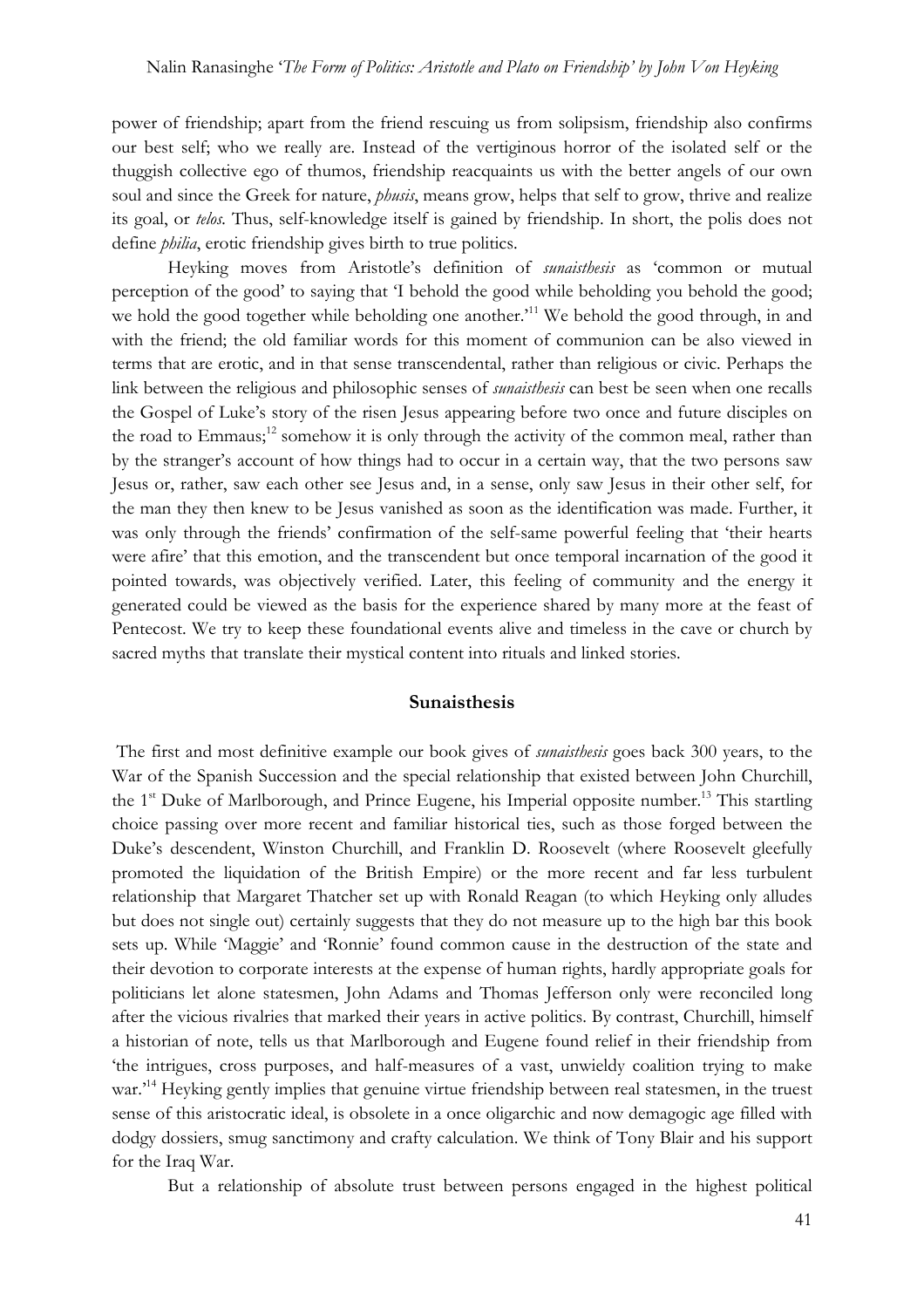power of friendship; apart from the friend rescuing us from solipsism, friendship also confirms our best self; who we really are. Instead of the vertiginous horror of the isolated self or the thuggish collective ego of thumos, friendship reacquaints us with the better angels of our own soul and since the Greek for nature, *phusis*, means grow, helps that self to grow, thrive and realize its goal, or *telos*. Thus, self-knowledge itself is gained by friendship. In short, the polis does not define *philia*, erotic friendship gives birth to true politics.

Heyking moves from Aristotle's definition of *sunaisthesis* as 'common or mutual perception of the good' to saying that 'I behold the good while beholding you behold the good; we hold the good together while beholding one another.'[11] We behold the good through, in and with the friend; the old familiar words for this moment of communion can be also viewed in terms that are erotic, and in that sense transcendental, rather than religious or civic. Perhaps the link between the religious and philosophic senses of *sunaisthesis* can best be seen when one recalls the Gospel of Luke's story of the risen Jesus appearing before two once and future disciples on the road to Emmaus;[12] somehow it is only through the activity of the common meal, rather than by the stranger's account of how things had to occur in a certain way, that the two persons saw Jesus or, rather, saw each other see Jesus and, in a sense, only saw Jesus in their other self, for the man they then knew to be Jesus vanished as soon as the identification was made. Further, it was only through the friends' confirmation of the self-same powerful feeling that 'their hearts were afire' that this emotion, and the transcendent but once temporal incarnation of the good it pointed towards, was objectively verified. Later, this feeling of community and the energy it generated could be viewed as the basis for the experience shared by many more at the feast of Pentecost. We try to keep these foundational events alive and timeless in the cave or church by sacred myths that translate their mystical content into rituals and linked stories.

## Sunaisthesis

The first and most definitive example our book gives of *sunaisthesis* goes back 300 years, to the War of the Spanish Succession and the special relationship that existed between John Churchill, the 1st Duke of Marlborough, and Prince Eugene, his Imperial opposite number.[13] This startling choice passing over more recent and familiar historical ties, such as those forged between the Duke's descendent, Winston Churchill, and Franklin D. Roosevelt (where Roosevelt gleefully promoted the liquidation of the British Empire) or the more recent and far less turbulent relationship that Margaret Thatcher set up with Ronald Reagan (to which Heyking only alludes but does not single out) certainly suggests that they do not measure up to the high bar this book sets up. While 'Maggie' and 'Ronnie' found common cause in the destruction of the state and their devotion to corporate interests at the expense of human rights, hardly appropriate goals for politicians let alone statesmen, John Adams and Thomas Jefferson only were reconciled long after the vicious rivalries that marked their years in active politics. By contrast, Churchill, himself a historian of note, tells us that Marlborough and Eugene found relief in their friendship from 'the intrigues, cross purposes, and half-measures of a vast, unwieldy coalition trying to make war.'[14] Heyking gently implies that genuine virtue friendship between real statesmen, in the truest sense of this aristocratic ideal, is obsolete in a once oligarchic and now demagogic age filled with dodgy dossiers, smug sanctimony and crafty calculation. We think of Tony Blair and his support for the Iraq War.

But a relationship of absolute trust between persons engaged in the highest political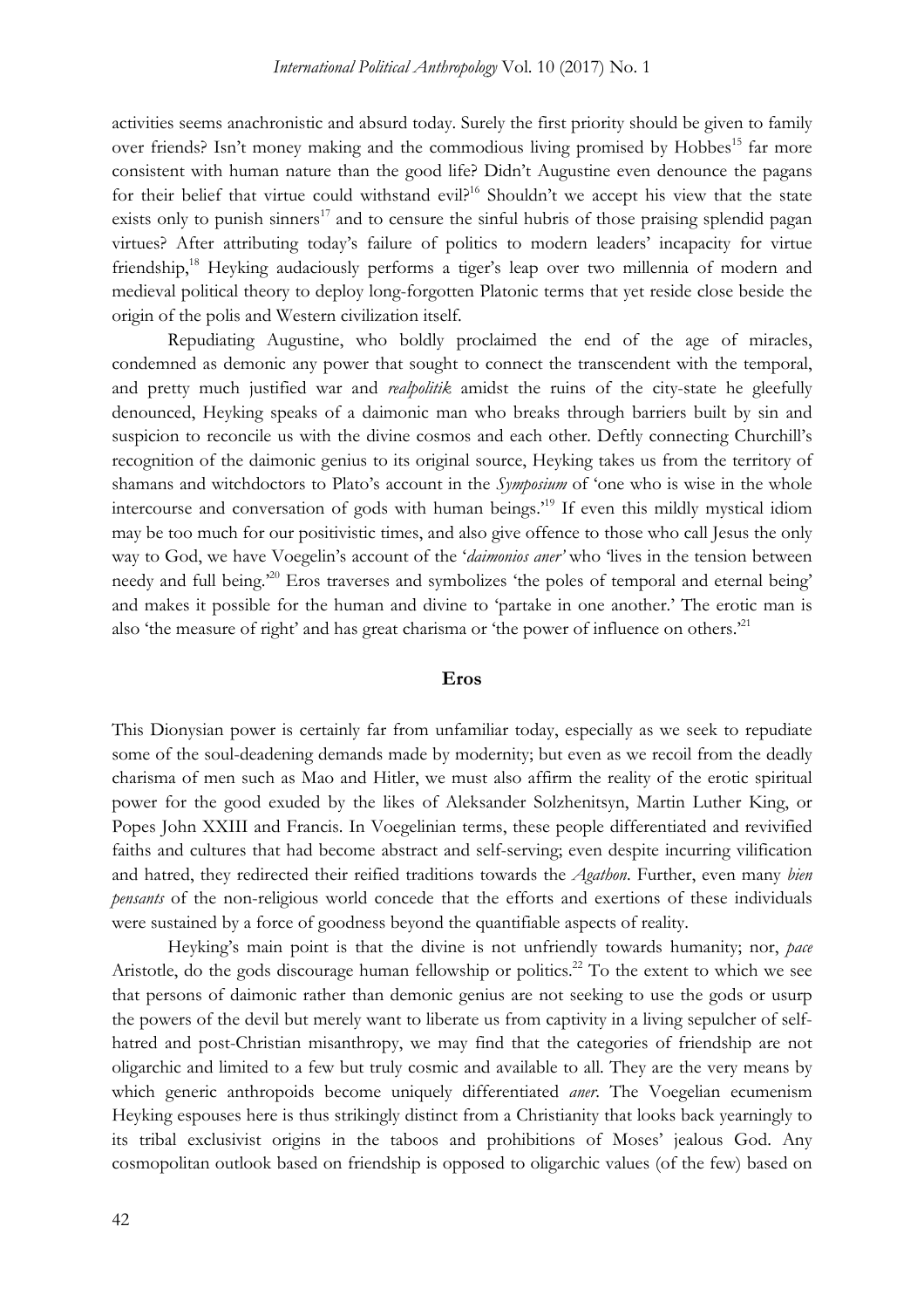activities seems anachronistic and absurd today. Surely the first priority should be given to family over friends? Isn't money making and the commodious living promised by Hobbes[15] far more consistent with human nature than the good life? Didn't Augustine even denounce the pagans for their belief that virtue could withstand evil?[16] Shouldn't we accept his view that the state exists only to punish sinners[17] and to censure the sinful hubris of those praising splendid pagan virtues? After attributing today's failure of politics to modern leaders' incapacity for virtue friendship,[18] Heyking audaciously performs a tiger's leap over two millennia of modern and medieval political theory to deploy long-forgotten Platonic terms that yet reside close beside the origin of the polis and Western civilization itself.

Repudiating Augustine, who boldly proclaimed the end of the age of miracles, condemned as demonic any power that sought to connect the transcendent with the temporal, and pretty much justified war and *realpolitik* amidst the ruins of the city-state he gleefully denounced, Heyking speaks of a daimonic man who breaks through barriers built by sin and suspicion to reconcile us with the divine cosmos and each other. Deftly connecting Churchill's recognition of the daimonic genius to its original source, Heyking takes us from the territory of shamans and witchdoctors to Plato's account in the *Symposium* of 'one who is wise in the whole intercourse and conversation of gods with human beings.'[19] If even this mildly mystical idiom may be too much for our positivistic times, and also give offence to those who call Jesus the only way to God, we have Voegelin's account of the '*daimonios aner'* who 'lives in the tension between needy and full being.'[20] Eros traverses and symbolizes 'the poles of temporal and eternal being' and makes it possible for the human and divine to 'partake in one another.' The erotic man is also 'the measure of right' and has great charisma or 'the power of influence on others.'[21]

## Eros

This Dionysian power is certainly far from unfamiliar today, especially as we seek to repudiate some of the soul-deadening demands made by modernity; but even as we recoil from the deadly charisma of men such as Mao and Hitler, we must also affirm the reality of the erotic spiritual power for the good exuded by the likes of Aleksander Solzhenitsyn, Martin Luther King, or Popes John XXIII and Francis. In Voegelinian terms, these people differentiated and revivified faiths and cultures that had become abstract and self-serving; even despite incurring vilification and hatred, they redirected their reified traditions towards the *Agathon*. Further, even many *bien pensants* of the non-religious world concede that the efforts and exertions of these individuals were sustained by a force of goodness beyond the quantifiable aspects of reality.

Heyking's main point is that the divine is not unfriendly towards humanity; nor, *pace* Aristotle, do the gods discourage human fellowship or politics.[22] To the extent to which we see that persons of daimonic rather than demonic genius are not seeking to use the gods or usurp the powers of the devil but merely want to liberate us from captivity in a living sepulcher of self-hatred and post-Christian misanthropy, we may find that the categories of friendship are not oligarchic and limited to a few but truly cosmic and available to all. They are the very means by which generic anthropoids become uniquely differentiated *aner*. The Voegelian ecumenism Heyking espouses here is thus strikingly distinct from a Christianity that looks back yearningly to its tribal exclusivist origins in the taboos and prohibitions of Moses' jealous God. Any cosmopolitan outlook based on friendship is opposed to oligarchic values (of the few) based on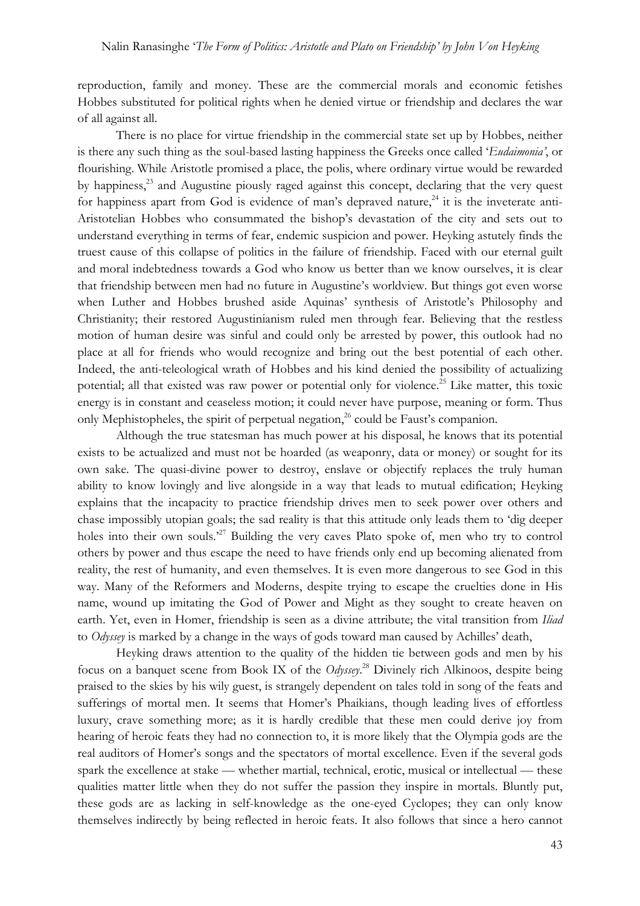reproduction, family and money. These are the commercial morals and economic fetishes Hobbes substituted for political rights when he denied virtue or friendship and declares the war of all against all.

There is no place for virtue friendship in the commercial state set up by Hobbes, neither is there any such thing as the soul-based lasting happiness the Greeks once called '*Eudaimonia'*, or flourishing. While Aristotle promised a place, the polis, where ordinary virtue would be rewarded by happiness,[23] and Augustine piously raged against this concept, declaring that the very quest for happiness apart from God is evidence of man's depraved nature,[24] it is the inveterate anti-Aristotelian Hobbes who consummated the bishop's devastation of the city and sets out to understand everything in terms of fear, endemic suspicion and power. Heyking astutely finds the truest cause of this collapse of politics in the failure of friendship. Faced with our eternal guilt and moral indebtedness towards a God who know us better than we know ourselves, it is clear that friendship between men had no future in Augustine's worldview. But things got even worse when Luther and Hobbes brushed aside Aquinas' synthesis of Aristotle's Philosophy and Christianity; their restored Augustinianism ruled men through fear. Believing that the restless motion of human desire was sinful and could only be arrested by power, this outlook had no place at all for friends who would recognize and bring out the best potential of each other. Indeed, the anti-teleological wrath of Hobbes and his kind denied the possibility of actualizing potential; all that existed was raw power or potential only for violence.[25] Like matter, this toxic energy is in constant and ceaseless motion; it could never have purpose, meaning or form. Thus only Mephistopheles, the spirit of perpetual negation,[26] could be Faust's companion.

Although the true statesman has much power at his disposal, he knows that its potential exists to be actualized and must not be hoarded (as weaponry, data or money) or sought for its own sake. The quasi-divine power to destroy, enslave or objectify replaces the truly human ability to know lovingly and live alongside in a way that leads to mutual edification; Heyking explains that the incapacity to practice friendship drives men to seek power over others and chase impossibly utopian goals; the sad reality is that this attitude only leads them to 'dig deeper holes into their own souls.'[27] Building the very caves Plato spoke of, men who try to control others by power and thus escape the need to have friends only end up becoming alienated from reality, the rest of humanity, and even themselves. It is even more dangerous to see God in this way. Many of the Reformers and Moderns, despite trying to escape the cruelties done in His name, wound up imitating the God of Power and Might as they sought to create heaven on earth. Yet, even in Homer, friendship is seen as a divine attribute; the vital transition from *Iliad* to *Odyssey* is marked by a change in the ways of gods toward man caused by Achilles' death,

Heyking draws attention to the quality of the hidden tie between gods and men by his focus on a banquet scene from Book IX of the *Odyssey*.[28] Divinely rich Alkinoos, despite being praised to the skies by his wily guest, is strangely dependent on tales told in song of the feats and sufferings of mortal men. It seems that Homer's Phaikians, though leading lives of effortless luxury, crave something more; as it is hardly credible that these men could derive joy from hearing of heroic feats they had no connection to, it is more likely that the Olympia gods are the real auditors of Homer's songs and the spectators of mortal excellence. Even if the several gods spark the excellence at stake — whether martial, technical, erotic, musical or intellectual — these qualities matter little when they do not suffer the passion they inspire in mortals. Bluntly put, these gods are as lacking in self-knowledge as the one-eyed Cyclopes; they can only know themselves indirectly by being reflected in heroic feats. It also follows that since a hero cannot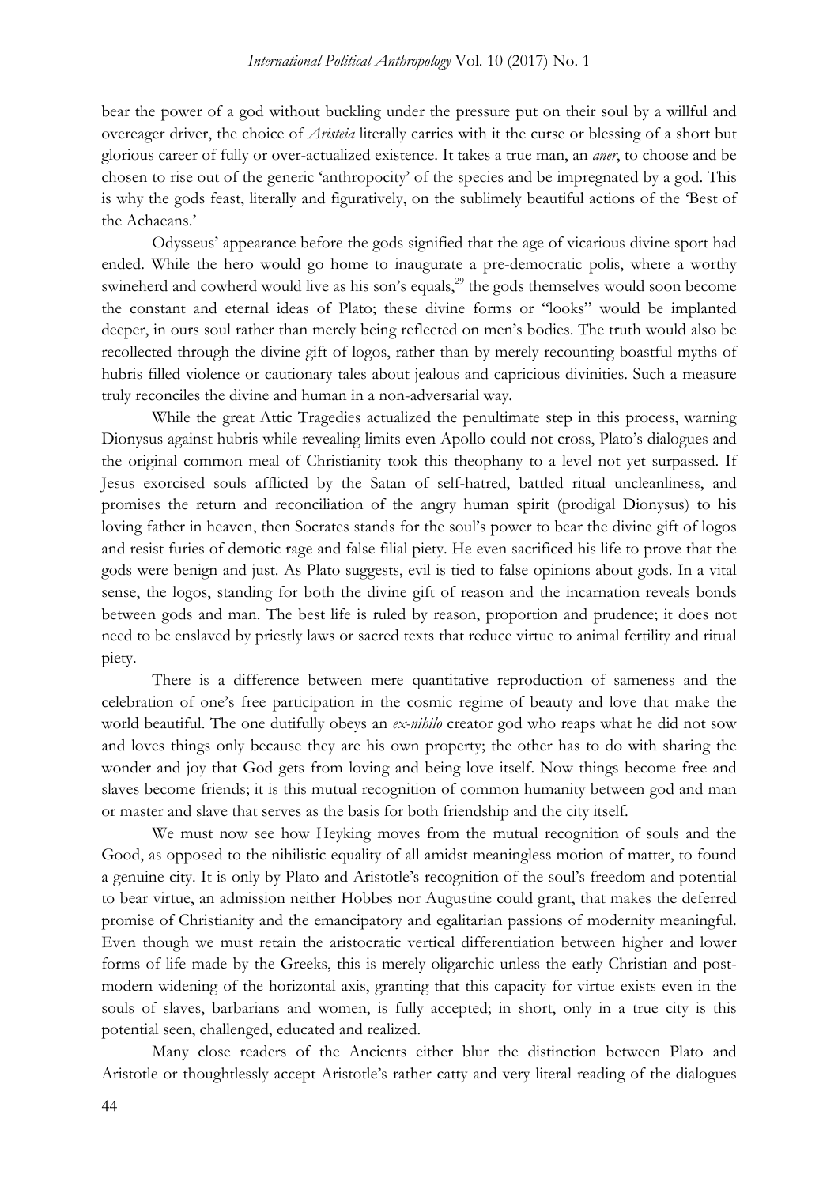bear the power of a god without buckling under the pressure put on their soul by a willful and overeager driver, the choice of *Aristeia* literally carries with it the curse or blessing of a short but glorious career of fully or over-actualized existence. It takes a true man, an *aner*, to choose and be chosen to rise out of the generic 'anthropocity' of the species and be impregnated by a god. This is why the gods feast, literally and figuratively, on the sublimely beautiful actions of the 'Best of the Achaeans.'

Odysseus' appearance before the gods signified that the age of vicarious divine sport had ended. While the hero would go home to inaugurate a pre-democratic polis, where a worthy swineherd and cowherd would live as his son's equals,[29] the gods themselves would soon become the constant and eternal ideas of Plato; these divine forms or "looks" would be implanted deeper, in ours soul rather than merely being reflected on men's bodies. The truth would also be recollected through the divine gift of logos, rather than by merely recounting boastful myths of hubris filled violence or cautionary tales about jealous and capricious divinities. Such a measure truly reconciles the divine and human in a non-adversarial way.

While the great Attic Tragedies actualized the penultimate step in this process, warning Dionysus against hubris while revealing limits even Apollo could not cross, Plato's dialogues and the original common meal of Christianity took this theophany to a level not yet surpassed. If Jesus exorcised souls afflicted by the Satan of self-hatred, battled ritual uncleanliness, and promises the return and reconciliation of the angry human spirit (prodigal Dionysus) to his loving father in heaven, then Socrates stands for the soul's power to bear the divine gift of logos and resist furies of demotic rage and false filial piety. He even sacrificed his life to prove that the gods were benign and just. As Plato suggests, evil is tied to false opinions about gods. In a vital sense, the logos, standing for both the divine gift of reason and the incarnation reveals bonds between gods and man. The best life is ruled by reason, proportion and prudence; it does not need to be enslaved by priestly laws or sacred texts that reduce virtue to animal fertility and ritual piety.

There is a difference between mere quantitative reproduction of sameness and the celebration of one's free participation in the cosmic regime of beauty and love that make the world beautiful. The one dutifully obeys an *ex-nihilo* creator god who reaps what he did not sow and loves things only because they are his own property; the other has to do with sharing the wonder and joy that God gets from loving and being love itself. Now things become free and slaves become friends; it is this mutual recognition of common humanity between god and man or master and slave that serves as the basis for both friendship and the city itself.

We must now see how Heyking moves from the mutual recognition of souls and the Good, as opposed to the nihilistic equality of all amidst meaningless motion of matter, to found a genuine city. It is only by Plato and Aristotle's recognition of the soul's freedom and potential to bear virtue, an admission neither Hobbes nor Augustine could grant, that makes the deferred promise of Christianity and the emancipatory and egalitarian passions of modernity meaningful. Even though we must retain the aristocratic vertical differentiation between higher and lower forms of life made by the Greeks, this is merely oligarchic unless the early Christian and post-modern widening of the horizontal axis, granting that this capacity for virtue exists even in the souls of slaves, barbarians and women, is fully accepted; in short, only in a true city is this potential seen, challenged, educated and realized.

Many close readers of the Ancients either blur the distinction between Plato and Aristotle or thoughtlessly accept Aristotle's rather catty and very literal reading of the dialogues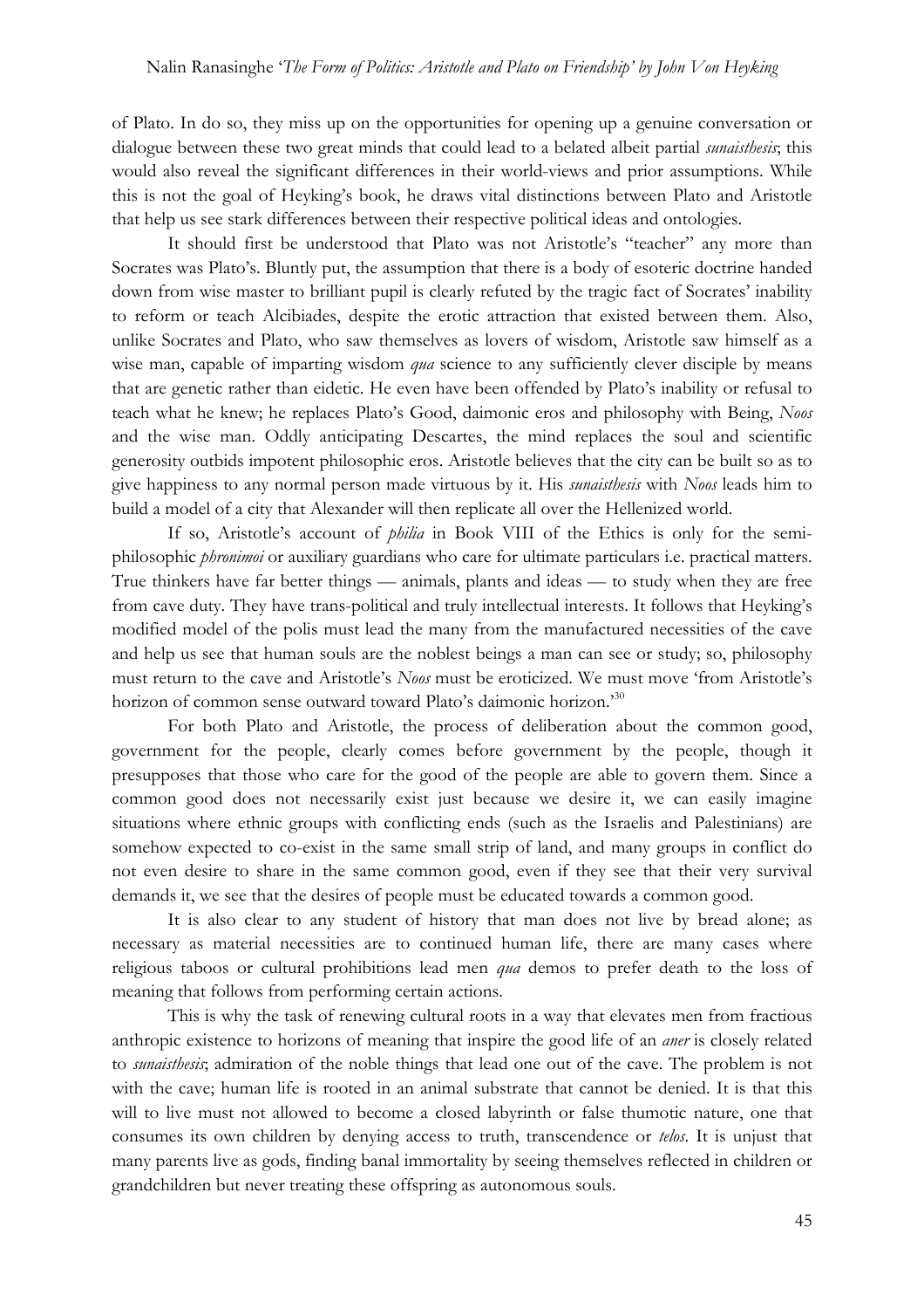of Plato. In do so, they miss up on the opportunities for opening up a genuine conversation or dialogue between these two great minds that could lead to a belated albeit partial *sunaisthesis*; this would also reveal the significant differences in their world-views and prior assumptions. While this is not the goal of Heyking's book, he draws vital distinctions between Plato and Aristotle that help us see stark differences between their respective political ideas and ontologies.

It should first be understood that Plato was not Aristotle's "teacher" any more than Socrates was Plato's. Bluntly put, the assumption that there is a body of esoteric doctrine handed down from wise master to brilliant pupil is clearly refuted by the tragic fact of Socrates' inability to reform or teach Alcibiades, despite the erotic attraction that existed between them. Also, unlike Socrates and Plato, who saw themselves as lovers of wisdom, Aristotle saw himself as a wise man, capable of imparting wisdom *qua* science to any sufficiently clever disciple by means that are genetic rather than eidetic. He even have been offended by Plato's inability or refusal to teach what he knew; he replaces Plato's Good, daimonic eros and philosophy with Being, *Noos* and the wise man. Oddly anticipating Descartes, the mind replaces the soul and scientific generosity outbids impotent philosophic eros. Aristotle believes that the city can be built so as to give happiness to any normal person made virtuous by it. His *sunaisthesis* with *Noos* leads him to build a model of a city that Alexander will then replicate all over the Hellenized world.

If so, Aristotle's account of *philia* in Book VIII of the Ethics is only for the semi-philosophic *phronimoi* or auxiliary guardians who care for ultimate particulars i.e. practical matters. True thinkers have far better things — animals, plants and ideas — to study when they are free from cave duty. They have trans-political and truly intellectual interests. It follows that Heyking's modified model of the polis must lead the many from the manufactured necessities of the cave and help us see that human souls are the noblest beings a man can see or study; so, philosophy must return to the cave and Aristotle's *Noos* must be eroticized. We must move 'from Aristotle's horizon of common sense outward toward Plato's daimonic horizon.'[30]

For both Plato and Aristotle, the process of deliberation about the common good, government for the people, clearly comes before government by the people, though it presupposes that those who care for the good of the people are able to govern them. Since a common good does not necessarily exist just because we desire it, we can easily imagine situations where ethnic groups with conflicting ends (such as the Israelis and Palestinians) are somehow expected to co-exist in the same small strip of land, and many groups in conflict do not even desire to share in the same common good, even if they see that their very survival demands it, we see that the desires of people must be educated towards a common good.

It is also clear to any student of history that man does not live by bread alone; as necessary as material necessities are to continued human life, there are many cases where religious taboos or cultural prohibitions lead men *qua* demos to prefer death to the loss of meaning that follows from performing certain actions.

This is why the task of renewing cultural roots in a way that elevates men from fractious anthropic existence to horizons of meaning that inspire the good life of an *aner* is closely related to *sunaisthesis*; admiration of the noble things that lead one out of the cave. The problem is not with the cave; human life is rooted in an animal substrate that cannot be denied. It is that this will to live must not allowed to become a closed labyrinth or false thumotic nature, one that consumes its own children by denying access to truth, transcendence or *telos*. It is unjust that many parents live as gods, finding banal immortality by seeing themselves reflected in children or grandchildren but never treating these offspring as autonomous souls.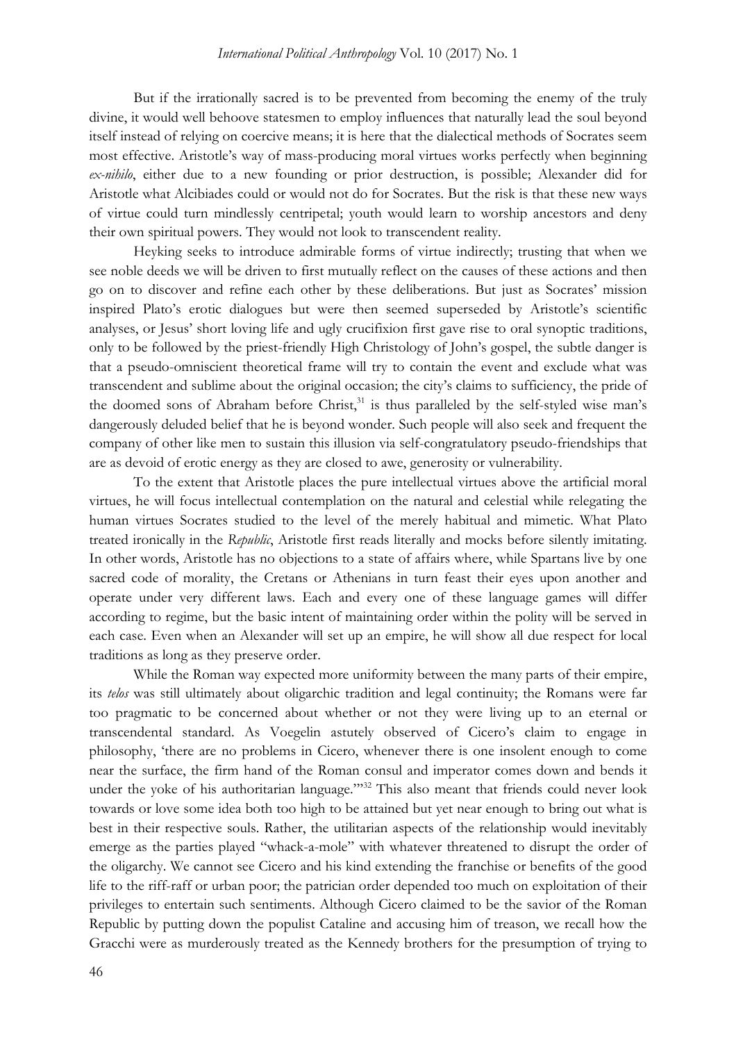But if the irrationally sacred is to be prevented from becoming the enemy of the truly divine, it would well behoove statesmen to employ influences that naturally lead the soul beyond itself instead of relying on coercive means; it is here that the dialectical methods of Socrates seem most effective. Aristotle's way of mass-producing moral virtues works perfectly when beginning *ex-nihilo*, either due to a new founding or prior destruction, is possible; Alexander did for Aristotle what Alcibiades could or would not do for Socrates. But the risk is that these new ways of virtue could turn mindlessly centripetal; youth would learn to worship ancestors and deny their own spiritual powers. They would not look to transcendent reality.

Heyking seeks to introduce admirable forms of virtue indirectly; trusting that when we see noble deeds we will be driven to first mutually reflect on the causes of these actions and then go on to discover and refine each other by these deliberations. But just as Socrates' mission inspired Plato's erotic dialogues but were then seemed superseded by Aristotle's scientific analyses, or Jesus' short loving life and ugly crucifixion first gave rise to oral synoptic traditions, only to be followed by the priest-friendly High Christology of John's gospel, the subtle danger is that a pseudo-omniscient theoretical frame will try to contain the event and exclude what was transcendent and sublime about the original occasion; the city's claims to sufficiency, the pride of the doomed sons of Abraham before Christ,[31] is thus paralleled by the self-styled wise man's dangerously deluded belief that he is beyond wonder. Such people will also seek and frequent the company of other like men to sustain this illusion via self-congratulatory pseudo-friendships that are as devoid of erotic energy as they are closed to awe, generosity or vulnerability.

To the extent that Aristotle places the pure intellectual virtues above the artificial moral virtues, he will focus intellectual contemplation on the natural and celestial while relegating the human virtues Socrates studied to the level of the merely habitual and mimetic. What Plato treated ironically in the *Republic*, Aristotle first reads literally and mocks before silently imitating. In other words, Aristotle has no objections to a state of affairs where, while Spartans live by one sacred code of morality, the Cretans or Athenians in turn feast their eyes upon another and operate under very different laws. Each and every one of these language games will differ according to regime, but the basic intent of maintaining order within the polity will be served in each case. Even when an Alexander will set up an empire, he will show all due respect for local traditions as long as they preserve order.

While the Roman way expected more uniformity between the many parts of their empire, its *telos* was still ultimately about oligarchic tradition and legal continuity; the Romans were far too pragmatic to be concerned about whether or not they were living up to an eternal or transcendental standard. As Voegelin astutely observed of Cicero's claim to engage in philosophy, 'there are no problems in Cicero, whenever there is one insolent enough to come near the surface, the firm hand of the Roman consul and imperator comes down and bends it under the yoke of his authoritarian language.'"[32] This also meant that friends could never look towards or love some idea both too high to be attained but yet near enough to bring out what is best in their respective souls. Rather, the utilitarian aspects of the relationship would inevitably emerge as the parties played "whack-a-mole" with whatever threatened to disrupt the order of the oligarchy. We cannot see Cicero and his kind extending the franchise or benefits of the good life to the riff-raff or urban poor; the patrician order depended too much on exploitation of their privileges to entertain such sentiments. Although Cicero claimed to be the savior of the Roman Republic by putting down the populist Cataline and accusing him of treason, we recall how the Gracchi were as murderously treated as the Kennedy brothers for the presumption of trying to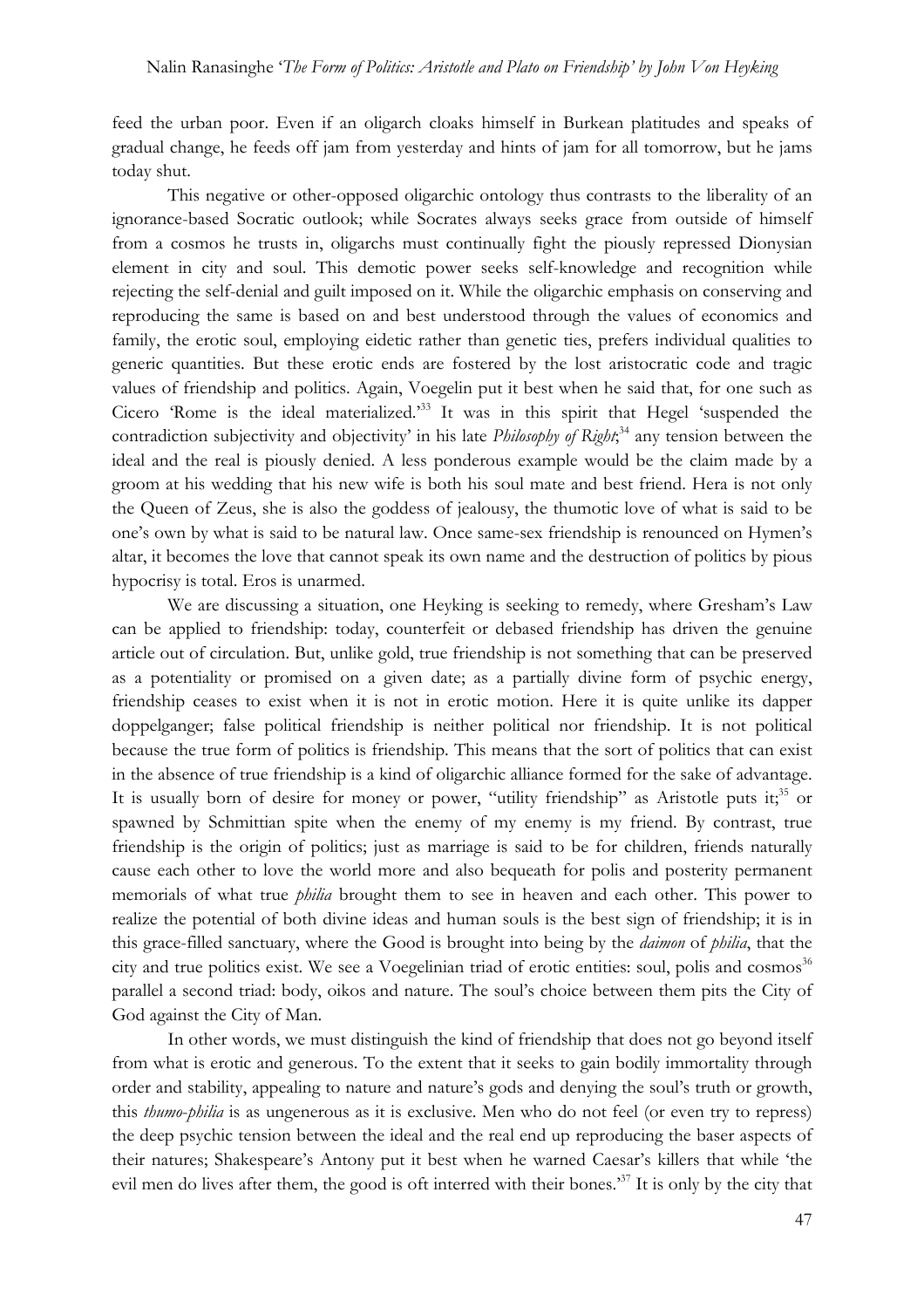feed the urban poor. Even if an oligarch cloaks himself in Burkean platitudes and speaks of gradual change, he feeds off jam from yesterday and hints of jam for all tomorrow, but he jams today shut.

This negative or other-opposed oligarchic ontology thus contrasts to the liberality of an ignorance-based Socratic outlook; while Socrates always seeks grace from outside of himself from a cosmos he trusts in, oligarchs must continually fight the piously repressed Dionysian element in city and soul. This demotic power seeks self-knowledge and recognition while rejecting the self-denial and guilt imposed on it. While the oligarchic emphasis on conserving and reproducing the same is based on and best understood through the values of economics and family, the erotic soul, employing eidetic rather than genetic ties, prefers individual qualities to generic quantities. But these erotic ends are fostered by the lost aristocratic code and tragic values of friendship and politics. Again, Voegelin put it best when he said that, for one such as Cicero 'Rome is the ideal materialized.'[33] It was in this spirit that Hegel 'suspended the contradiction subjectivity and objectivity' in his late *Philosophy of Right*;[34] any tension between the ideal and the real is piously denied. A less ponderous example would be the claim made by a groom at his wedding that his new wife is both his soul mate and best friend. Hera is not only the Queen of Zeus, she is also the goddess of jealousy, the thumotic love of what is said to be one's own by what is said to be natural law. Once same-sex friendship is renounced on Hymen's altar, it becomes the love that cannot speak its own name and the destruction of politics by pious hypocrisy is total. Eros is unarmed.

We are discussing a situation, one Heyking is seeking to remedy, where Gresham's Law can be applied to friendship: today, counterfeit or debased friendship has driven the genuine article out of circulation. But, unlike gold, true friendship is not something that can be preserved as a potentiality or promised on a given date; as a partially divine form of psychic energy, friendship ceases to exist when it is not in erotic motion. Here it is quite unlike its dapper doppelganger; false political friendship is neither political nor friendship. It is not political because the true form of politics is friendship. This means that the sort of politics that can exist in the absence of true friendship is a kind of oligarchic alliance formed for the sake of advantage. It is usually born of desire for money or power, "utility friendship" as Aristotle puts it;[35] or spawned by Schmittian spite when the enemy of my enemy is my friend. By contrast, true friendship is the origin of politics; just as marriage is said to be for children, friends naturally cause each other to love the world more and also bequeath for polis and posterity permanent memorials of what true *philia* brought them to see in heaven and each other. This power to realize the potential of both divine ideas and human souls is the best sign of friendship; it is in this grace-filled sanctuary, where the Good is brought into being by the *daimon* of *philia*, that the city and true politics exist. We see a Voegelinian triad of erotic entities: soul, polis and cosmos[36] parallel a second triad: body, oikos and nature. The soul's choice between them pits the City of God against the City of Man.

In other words, we must distinguish the kind of friendship that does not go beyond itself from what is erotic and generous. To the extent that it seeks to gain bodily immortality through order and stability, appealing to nature and nature's gods and denying the soul's truth or growth, this *thumo-philia* is as ungenerous as it is exclusive. Men who do not feel (or even try to repress) the deep psychic tension between the ideal and the real end up reproducing the baser aspects of their natures; Shakespeare's Antony put it best when he warned Caesar's killers that while 'the evil men do lives after them, the good is oft interred with their bones.'[37] It is only by the city that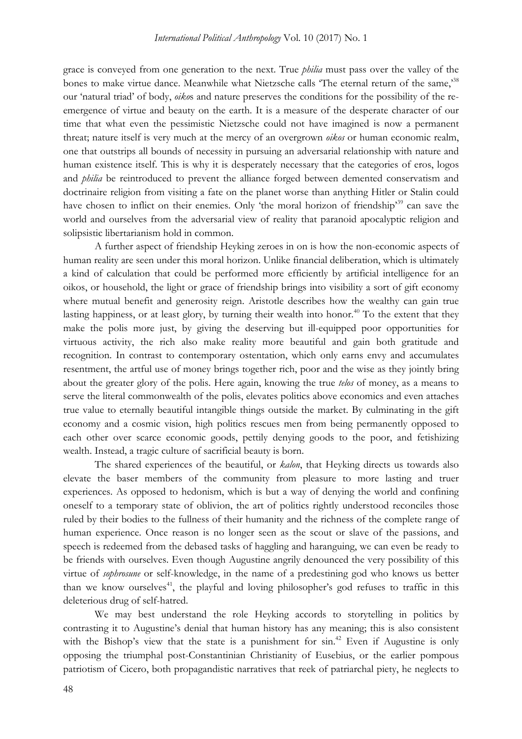grace is conveyed from one generation to the next. True *philia* must pass over the valley of the bones to make virtue dance. Meanwhile what Nietzsche calls 'The eternal return of the same,'[38] our 'natural triad' of body, *oikos* and nature preserves the conditions for the possibility of the re-emergence of virtue and beauty on the earth. It is a measure of the desperate character of our time that what even the pessimistic Nietzsche could not have imagined is now a permanent threat; nature itself is very much at the mercy of an overgrown *oikos* or human economic realm, one that outstrips all bounds of necessity in pursuing an adversarial relationship with nature and human existence itself. This is why it is desperately necessary that the categories of eros, logos and *philia* be reintroduced to prevent the alliance forged between demented conservatism and doctrinaire religion from visiting a fate on the planet worse than anything Hitler or Stalin could have chosen to inflict on their enemies. Only 'the moral horizon of friendship'[39] can save the world and ourselves from the adversarial view of reality that paranoid apocalyptic religion and solipsistic libertarianism hold in common.

A further aspect of friendship Heyking zeroes in on is how the non-economic aspects of human reality are seen under this moral horizon. Unlike financial deliberation, which is ultimately a kind of calculation that could be performed more efficiently by artificial intelligence for an oikos, or household, the light or grace of friendship brings into visibility a sort of gift economy where mutual benefit and generosity reign. Aristotle describes how the wealthy can gain true lasting happiness, or at least glory, by turning their wealth into honor.[40] To the extent that they make the polis more just, by giving the deserving but ill-equipped poor opportunities for virtuous activity, the rich also make reality more beautiful and gain both gratitude and recognition. In contrast to contemporary ostentation, which only earns envy and accumulates resentment, the artful use of money brings together rich, poor and the wise as they jointly bring about the greater glory of the polis. Here again, knowing the true *telos* of money, as a means to serve the literal commonwealth of the polis, elevates politics above economics and even attaches true value to eternally beautiful intangible things outside the market. By culminating in the gift economy and a cosmic vision, high politics rescues men from being permanently opposed to each other over scarce economic goods, pettily denying goods to the poor, and fetishizing wealth. Instead, a tragic culture of sacrificial beauty is born.

The shared experiences of the beautiful, or *kalon*, that Heyking directs us towards also elevate the baser members of the community from pleasure to more lasting and truer experiences. As opposed to hedonism, which is but a way of denying the world and confining oneself to a temporary state of oblivion, the art of politics rightly understood reconciles those ruled by their bodies to the fullness of their humanity and the richness of the complete range of human experience. Once reason is no longer seen as the scout or slave of the passions, and speech is redeemed from the debased tasks of haggling and haranguing, we can even be ready to be friends with ourselves. Even though Augustine angrily denounced the very possibility of this virtue of *sophrosune* or self-knowledge, in the name of a predestining god who knows us better than we know ourselves[41], the playful and loving philosopher's god refuses to traffic in this deleterious drug of self-hatred.

We may best understand the role Heyking accords to storytelling in politics by contrasting it to Augustine's denial that human history has any meaning; this is also consistent with the Bishop's view that the state is a punishment for sin.[42] Even if Augustine is only opposing the triumphal post-Constantinian Christianity of Eusebius, or the earlier pompous patriotism of Cicero, both propagandistic narratives that reek of patriarchal piety, he neglects to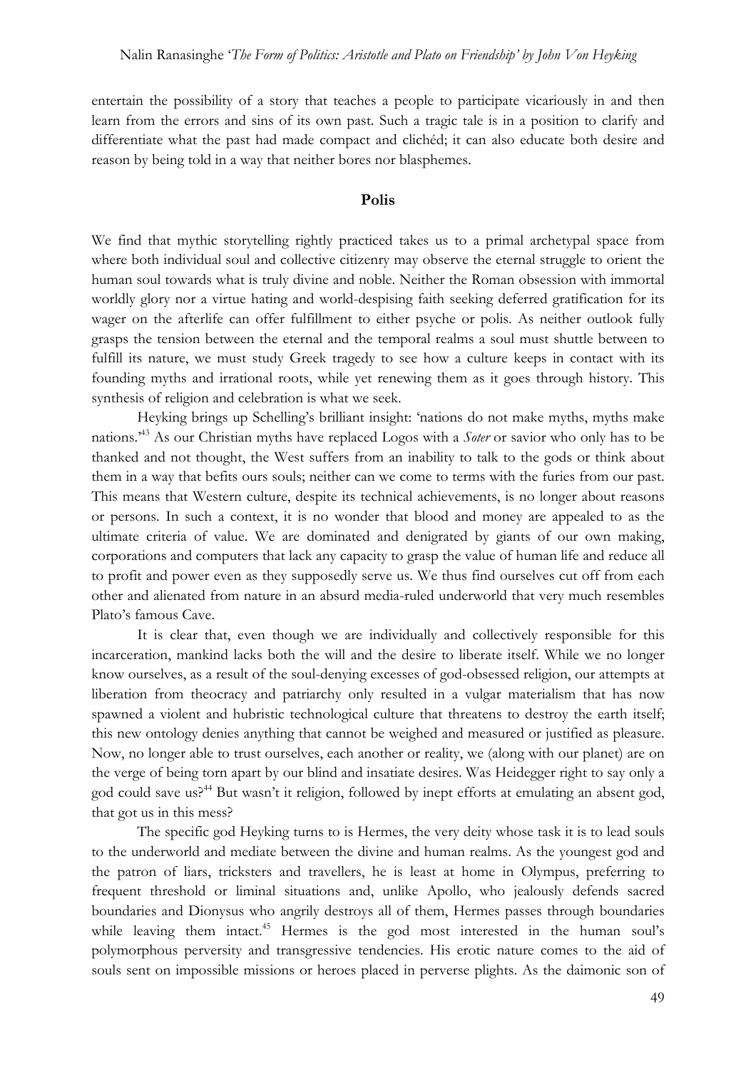entertain the possibility of a story that teaches a people to participate vicariously in and then learn from the errors and sins of its own past. Such a tragic tale is in a position to clarify and differentiate what the past had made compact and clichéd; it can also educate both desire and reason by being told in a way that neither bores nor blasphemes.

## Polis

We find that mythic storytelling rightly practiced takes us to a primal archetypal space from where both individual soul and collective citizenry may observe the eternal struggle to orient the human soul towards what is truly divine and noble. Neither the Roman obsession with immortal worldly glory nor a virtue hating and world-despising faith seeking deferred gratification for its wager on the afterlife can offer fulfillment to either psyche or polis. As neither outlook fully grasps the tension between the eternal and the temporal realms a soul must shuttle between to fulfill its nature, we must study Greek tragedy to see how a culture keeps in contact with its founding myths and irrational roots, while yet renewing them as it goes through history. This synthesis of religion and celebration is what we seek.

Heyking brings up Schelling's brilliant insight: 'nations do not make myths, myths make nations.'[43] As our Christian myths have replaced Logos with a *Soter* or savior who only has to be thanked and not thought, the West suffers from an inability to talk to the gods or think about them in a way that befits ours souls; neither can we come to terms with the furies from our past. This means that Western culture, despite its technical achievements, is no longer about reasons or persons. In such a context, it is no wonder that blood and money are appealed to as the ultimate criteria of value. We are dominated and denigrated by giants of our own making, corporations and computers that lack any capacity to grasp the value of human life and reduce all to profit and power even as they supposedly serve us. We thus find ourselves cut off from each other and alienated from nature in an absurd media-ruled underworld that very much resembles Plato's famous Cave.

It is clear that, even though we are individually and collectively responsible for this incarceration, mankind lacks both the will and the desire to liberate itself. While we no longer know ourselves, as a result of the soul-denying excesses of god-obsessed religion, our attempts at liberation from theocracy and patriarchy only resulted in a vulgar materialism that has now spawned a violent and hubristic technological culture that threatens to destroy the earth itself; this new ontology denies anything that cannot be weighed and measured or justified as pleasure. Now, no longer able to trust ourselves, each another or reality, we (along with our planet) are on the verge of being torn apart by our blind and insatiate desires. Was Heidegger right to say only a god could save us?[44] But wasn't it religion, followed by inept efforts at emulating an absent god, that got us in this mess?

The specific god Heyking turns to is Hermes, the very deity whose task it is to lead souls to the underworld and mediate between the divine and human realms. As the youngest god and the patron of liars, tricksters and travellers, he is least at home in Olympus, preferring to frequent threshold or liminal situations and, unlike Apollo, who jealously defends sacred boundaries and Dionysus who angrily destroys all of them, Hermes passes through boundaries while leaving them intact.[45] Hermes is the god most interested in the human soul's polymorphous perversity and transgressive tendencies. His erotic nature comes to the aid of souls sent on impossible missions or heroes placed in perverse plights. As the daimonic son of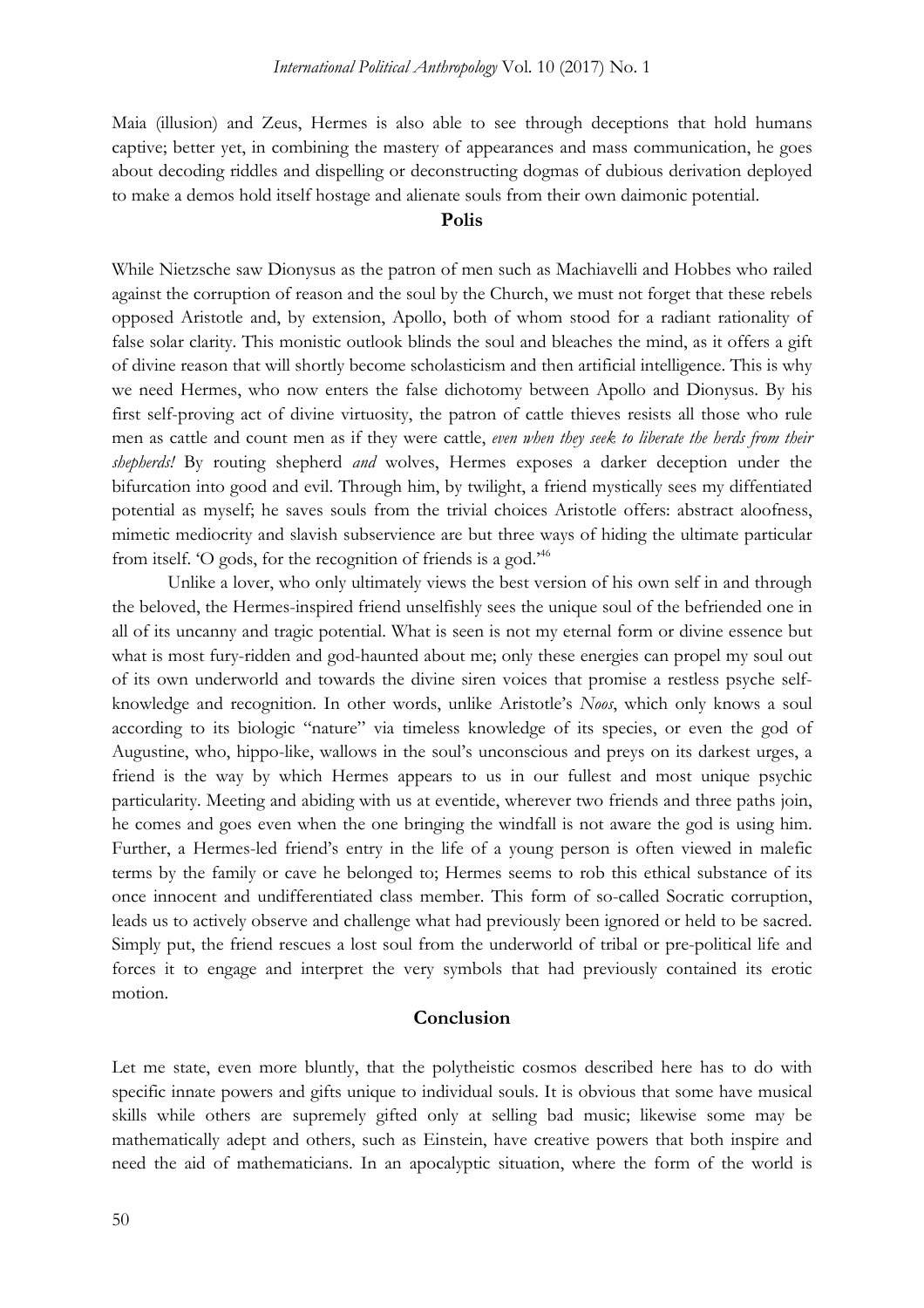Maia (illusion) and Zeus, Hermes is also able to see through deceptions that hold humans captive; better yet, in combining the mastery of appearances and mass communication, he goes about decoding riddles and dispelling or deconstructing dogmas of dubious derivation deployed to make a demos hold itself hostage and alienate souls from their own daimonic potential.

## Polis

While Nietzsche saw Dionysus as the patron of men such as Machiavelli and Hobbes who railed against the corruption of reason and the soul by the Church, we must not forget that these rebels opposed Aristotle and, by extension, Apollo, both of whom stood for a radiant rationality of false solar clarity. This monistic outlook blinds the soul and bleaches the mind, as it offers a gift of divine reason that will shortly become scholasticism and then artificial intelligence. This is why we need Hermes, who now enters the false dichotomy between Apollo and Dionysus. By his first self-proving act of divine virtuosity, the patron of cattle thieves resists all those who rule men as cattle and count men as if they were cattle, *even when they seek to liberate the herds from their shepherds!* By routing shepherd *and* wolves, Hermes exposes a darker deception under the bifurcation into good and evil. Through him, by twilight, a friend mystically sees my diffentiated potential as myself; he saves souls from the trivial choices Aristotle offers: abstract aloofness, mimetic mediocrity and slavish subservience are but three ways of hiding the ultimate particular from itself. 'O gods, for the recognition of friends is a god.'[46]

Unlike a lover, who only ultimately views the best version of his own self in and through the beloved, the Hermes-inspired friend unselfishly sees the unique soul of the befriended one in all of its uncanny and tragic potential. What is seen is not my eternal form or divine essence but what is most fury-ridden and god-haunted about me; only these energies can propel my soul out of its own underworld and towards the divine siren voices that promise a restless psyche self-knowledge and recognition. In other words, unlike Aristotle's *Noos*, which only knows a soul according to its biologic "nature" via timeless knowledge of its species, or even the god of Augustine, who, hippo-like, wallows in the soul's unconscious and preys on its darkest urges, a friend is the way by which Hermes appears to us in our fullest and most unique psychic particularity. Meeting and abiding with us at eventide, wherever two friends and three paths join, he comes and goes even when the one bringing the windfall is not aware the god is using him. Further, a Hermes-led friend's entry in the life of a young person is often viewed in malefic terms by the family or cave he belonged to; Hermes seems to rob this ethical substance of its once innocent and undifferentiated class member. This form of so-called Socratic corruption, leads us to actively observe and challenge what had previously been ignored or held to be sacred. Simply put, the friend rescues a lost soul from the underworld of tribal or pre-political life and forces it to engage and interpret the very symbols that had previously contained its erotic motion.

## Conclusion

Let me state, even more bluntly, that the polytheistic cosmos described here has to do with specific innate powers and gifts unique to individual souls. It is obvious that some have musical skills while others are supremely gifted only at selling bad music; likewise some may be mathematically adept and others, such as Einstein, have creative powers that both inspire and need the aid of mathematicians. In an apocalyptic situation, where the form of the world is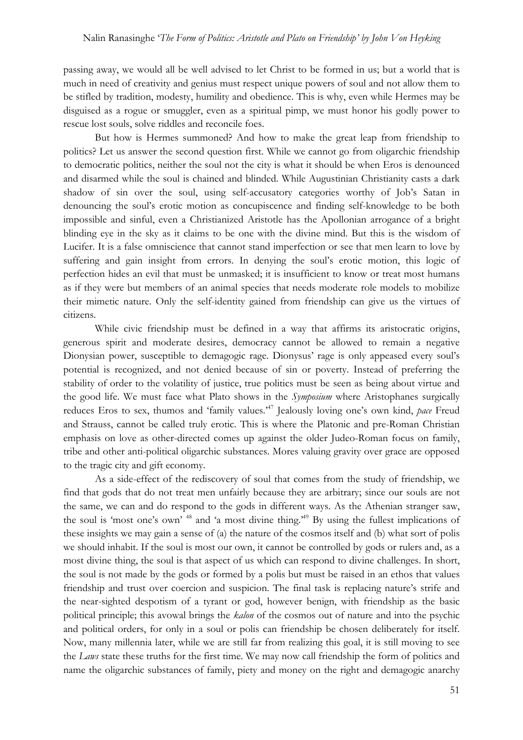passing away, we would all be well advised to let Christ to be formed in us; but a world that is much in need of creativity and genius must respect unique powers of soul and not allow them to be stifled by tradition, modesty, humility and obedience. This is why, even while Hermes may be disguised as a rogue or smuggler, even as a spiritual pimp, we must honor his godly power to rescue lost souls, solve riddles and reconcile foes.

But how is Hermes summoned? And how to make the great leap from friendship to politics? Let us answer the second question first. While we cannot go from oligarchic friendship to democratic politics, neither the soul not the city is what it should be when Eros is denounced and disarmed while the soul is chained and blinded. While Augustinian Christianity casts a dark shadow of sin over the soul, using self-accusatory categories worthy of Job's Satan in denouncing the soul's erotic motion as concupiscence and finding self-knowledge to be both impossible and sinful, even a Christianized Aristotle has the Apollonian arrogance of a bright blinding eye in the sky as it claims to be one with the divine mind. But this is the wisdom of Lucifer. It is a false omniscience that cannot stand imperfection or see that men learn to love by suffering and gain insight from errors. In denying the soul's erotic motion, this logic of perfection hides an evil that must be unmasked; it is insufficient to know or treat most humans as if they were but members of an animal species that needs moderate role models to mobilize their mimetic nature. Only the self-identity gained from friendship can give us the virtues of citizens.

While civic friendship must be defined in a way that affirms its aristocratic origins, generous spirit and moderate desires, democracy cannot be allowed to remain a negative Dionysian power, susceptible to demagogic rage. Dionysus' rage is only appeased every soul's potential is recognized, and not denied because of sin or poverty. Instead of preferring the stability of order to the volatility of justice, true politics must be seen as being about virtue and the good life. We must face what Plato shows in the *Symposium* where Aristophanes surgically reduces Eros to sex, thumos and 'family values.'[47] Jealously loving one's own kind, *pace* Freud and Strauss, cannot be called truly erotic. This is where the Platonic and pre-Roman Christian emphasis on love as other-directed comes up against the older Judeo-Roman focus on family, tribe and other anti-political oligarchic substances. Mores valuing gravity over grace are opposed to the tragic city and gift economy.

As a side-effect of the rediscovery of soul that comes from the study of friendship, we find that gods that do not treat men unfairly because they are arbitrary; since our souls are not the same, we can and do respond to the gods in different ways. As the Athenian stranger saw, the soul is 'most one's own' [48] and 'a most divine thing.'[49] By using the fullest implications of these insights we may gain a sense of (a) the nature of the cosmos itself and (b) what sort of polis we should inhabit. If the soul is most our own, it cannot be controlled by gods or rulers and, as a most divine thing, the soul is that aspect of us which can respond to divine challenges. In short, the soul is not made by the gods or formed by a polis but must be raised in an ethos that values friendship and trust over coercion and suspicion. The final task is replacing nature's strife and the near-sighted despotism of a tyrant or god, however benign, with friendship as the basic political principle; this avowal brings the *kalon* of the cosmos out of nature and into the psychic and political orders, for only in a soul or polis can friendship be chosen deliberately for itself. Now, many millennia later, while we are still far from realizing this goal, it is still moving to see the *Laws* state these truths for the first time. We may now call friendship the form of politics and name the oligarchic substances of family, piety and money on the right and demagogic anarchy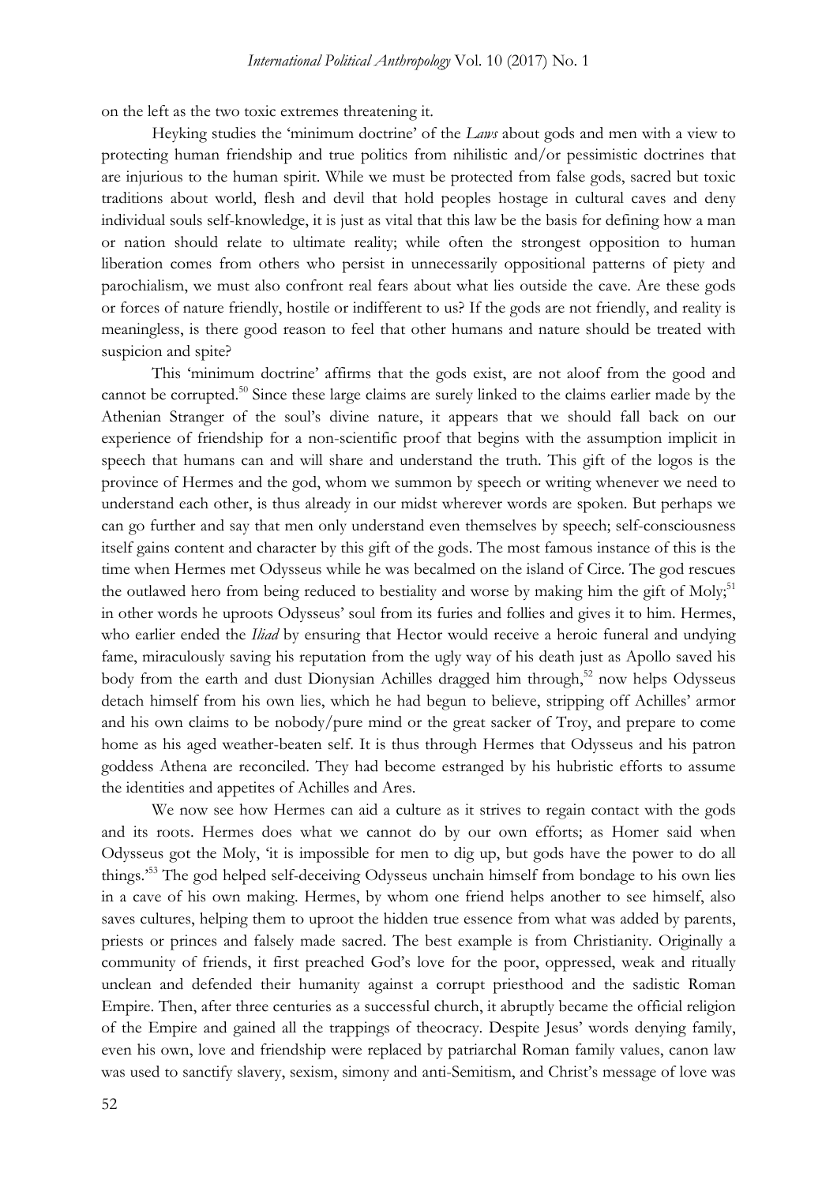on the left as the two toxic extremes threatening it.

Heyking studies the 'minimum doctrine' of the *Laws* about gods and men with a view to protecting human friendship and true politics from nihilistic and/or pessimistic doctrines that are injurious to the human spirit. While we must be protected from false gods, sacred but toxic traditions about world, flesh and devil that hold peoples hostage in cultural caves and deny individual souls self-knowledge, it is just as vital that this law be the basis for defining how a man or nation should relate to ultimate reality; while often the strongest opposition to human liberation comes from others who persist in unnecessarily oppositional patterns of piety and parochialism, we must also confront real fears about what lies outside the cave. Are these gods or forces of nature friendly, hostile or indifferent to us? If the gods are not friendly, and reality is meaningless, is there good reason to feel that other humans and nature should be treated with suspicion and spite?

This 'minimum doctrine' affirms that the gods exist, are not aloof from the good and cannot be corrupted.[50] Since these large claims are surely linked to the claims earlier made by the Athenian Stranger of the soul's divine nature, it appears that we should fall back on our experience of friendship for a non-scientific proof that begins with the assumption implicit in speech that humans can and will share and understand the truth. This gift of the logos is the province of Hermes and the god, whom we summon by speech or writing whenever we need to understand each other, is thus already in our midst wherever words are spoken. But perhaps we can go further and say that men only understand even themselves by speech; self-consciousness itself gains content and character by this gift of the gods. The most famous instance of this is the time when Hermes met Odysseus while he was becalmed on the island of Circe. The god rescues the outlawed hero from being reduced to bestiality and worse by making him the gift of Moly;[51] in other words he uproots Odysseus' soul from its furies and follies and gives it to him. Hermes, who earlier ended the *Iliad* by ensuring that Hector would receive a heroic funeral and undying fame, miraculously saving his reputation from the ugly way of his death just as Apollo saved his body from the earth and dust Dionysian Achilles dragged him through,[52] now helps Odysseus detach himself from his own lies, which he had begun to believe, stripping off Achilles' armor and his own claims to be nobody/pure mind or the great sacker of Troy, and prepare to come home as his aged weather-beaten self. It is thus through Hermes that Odysseus and his patron goddess Athena are reconciled. They had become estranged by his hubristic efforts to assume the identities and appetites of Achilles and Ares.

We now see how Hermes can aid a culture as it strives to regain contact with the gods and its roots. Hermes does what we cannot do by our own efforts; as Homer said when Odysseus got the Moly, 'it is impossible for men to dig up, but gods have the power to do all things.'[53] The god helped self-deceiving Odysseus unchain himself from bondage to his own lies in a cave of his own making. Hermes, by whom one friend helps another to see himself, also saves cultures, helping them to uproot the hidden true essence from what was added by parents, priests or princes and falsely made sacred. The best example is from Christianity. Originally a community of friends, it first preached God's love for the poor, oppressed, weak and ritually unclean and defended their humanity against a corrupt priesthood and the sadistic Roman Empire. Then, after three centuries as a successful church, it abruptly became the official religion of the Empire and gained all the trappings of theocracy. Despite Jesus' words denying family, even his own, love and friendship were replaced by patriarchal Roman family values, canon law was used to sanctify slavery, sexism, simony and anti-Semitism, and Christ's message of love was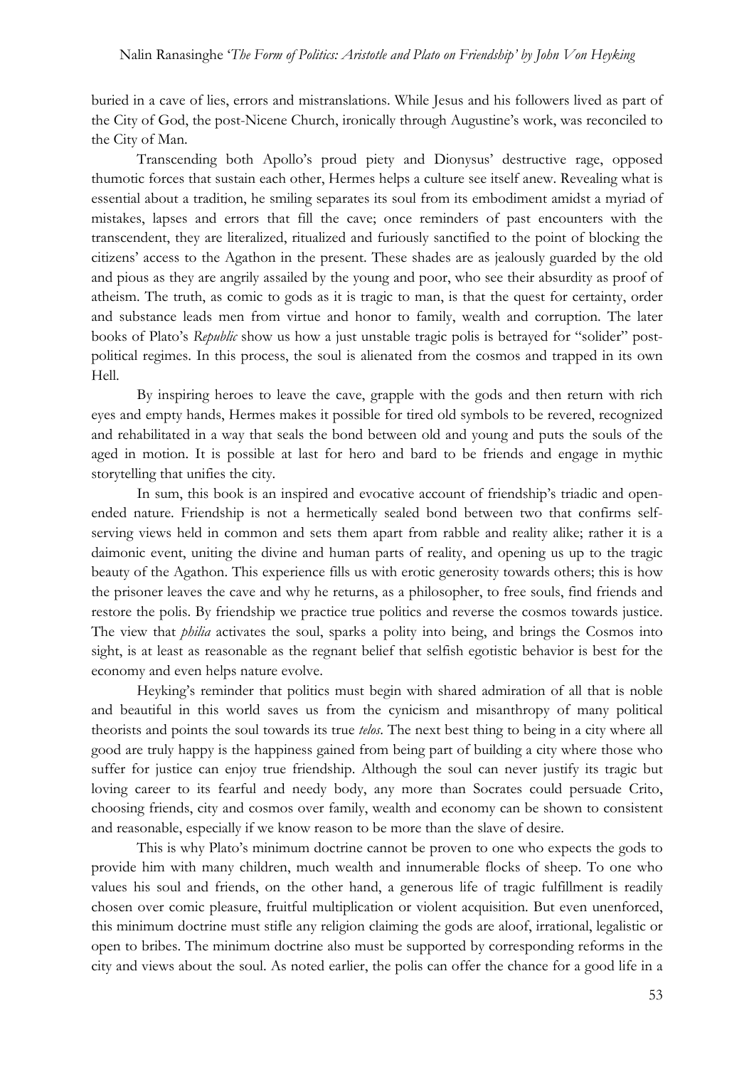buried in a cave of lies, errors and mistranslations. While Jesus and his followers lived as part of the City of God, the post-Nicene Church, ironically through Augustine's work, was reconciled to the City of Man.

Transcending both Apollo's proud piety and Dionysus' destructive rage, opposed thumotic forces that sustain each other, Hermes helps a culture see itself anew. Revealing what is essential about a tradition, he smiling separates its soul from its embodiment amidst a myriad of mistakes, lapses and errors that fill the cave; once reminders of past encounters with the transcendent, they are literalized, ritualized and furiously sanctified to the point of blocking the citizens' access to the Agathon in the present. These shades are as jealously guarded by the old and pious as they are angrily assailed by the young and poor, who see their absurdity as proof of atheism. The truth, as comic to gods as it is tragic to man, is that the quest for certainty, order and substance leads men from virtue and honor to family, wealth and corruption. The later books of Plato's *Republic* show us how a just unstable tragic polis is betrayed for "solider" post-political regimes. In this process, the soul is alienated from the cosmos and trapped in its own Hell.

By inspiring heroes to leave the cave, grapple with the gods and then return with rich eyes and empty hands, Hermes makes it possible for tired old symbols to be revered, recognized and rehabilitated in a way that seals the bond between old and young and puts the souls of the aged in motion. It is possible at last for hero and bard to be friends and engage in mythic storytelling that unifies the city.

In sum, this book is an inspired and evocative account of friendship's triadic and open-ended nature. Friendship is not a hermetically sealed bond between two that confirms self-serving views held in common and sets them apart from rabble and reality alike; rather it is a daimonic event, uniting the divine and human parts of reality, and opening us up to the tragic beauty of the Agathon. This experience fills us with erotic generosity towards others; this is how the prisoner leaves the cave and why he returns, as a philosopher, to free souls, find friends and restore the polis. By friendship we practice true politics and reverse the cosmos towards justice. The view that *philia* activates the soul, sparks a polity into being, and brings the Cosmos into sight, is at least as reasonable as the regnant belief that selfish egotistic behavior is best for the economy and even helps nature evolve.

Heyking's reminder that politics must begin with shared admiration of all that is noble and beautiful in this world saves us from the cynicism and misanthropy of many political theorists and points the soul towards its true *telos*. The next best thing to being in a city where all good are truly happy is the happiness gained from being part of building a city where those who suffer for justice can enjoy true friendship. Although the soul can never justify its tragic but loving career to its fearful and needy body, any more than Socrates could persuade Crito, choosing friends, city and cosmos over family, wealth and economy can be shown to consistent and reasonable, especially if we know reason to be more than the slave of desire.

This is why Plato's minimum doctrine cannot be proven to one who expects the gods to provide him with many children, much wealth and innumerable flocks of sheep. To one who values his soul and friends, on the other hand, a generous life of tragic fulfillment is readily chosen over comic pleasure, fruitful multiplication or violent acquisition. But even unenforced, this minimum doctrine must stifle any religion claiming the gods are aloof, irrational, legalistic or open to bribes. The minimum doctrine also must be supported by corresponding reforms in the city and views about the soul. As noted earlier, the polis can offer the chance for a good life in a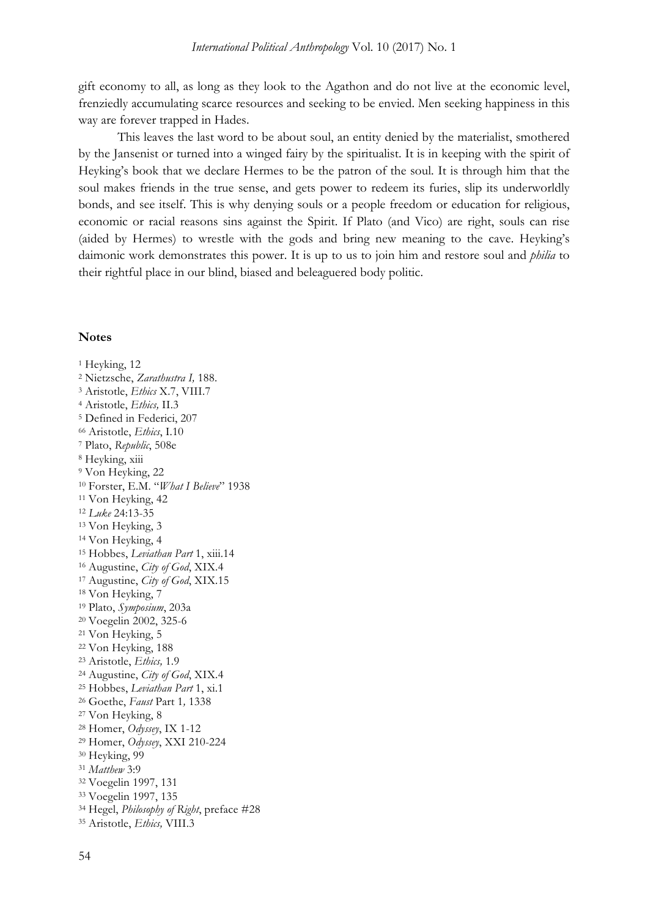gift economy to all, as long as they look to the Agathon and do not live at the economic level, frenziedly accumulating scarce resources and seeking to be envied. Men seeking happiness in this way are forever trapped in Hades.

This leaves the last word to be about soul, an entity denied by the materialist, smothered by the Jansenist or turned into a winged fairy by the spiritualist. It is in keeping with the spirit of Heyking's book that we declare Hermes to be the patron of the soul. It is through him that the soul makes friends in the true sense, and gets power to redeem its furies, slip its underworldly bonds, and see itself. This is why denying souls or a people freedom or education for religious, economic or racial reasons sins against the Spirit. If Plato (and Vico) are right, souls can rise (aided by Hermes) to wrestle with the gods and bring new meaning to the cave. Heyking's daimonic work demonstrates this power. It is up to us to join him and restore soul and *philia* to their rightful place in our blind, biased and beleaguered body politic.

## Notes

[1] Heyking, 12
[2] Nietzsche, *Zarathustra I,* 188.
[3] Aristotle, *Ethics* X.7, VIII.7
[4] Aristotle, *Ethics,* II.3
[5] Defined in Federici, 207
[66] Aristotle, *Ethics*, I.10
[7] Plato, *Republic*, 508e
[8] Heyking, xiii
[9] Von Heyking, 22
[10] Forster, E.M. "*What I Believe*" 1938
[11] Von Heyking, 42
[12] *Luke* 24:13-35
[13] Von Heyking, 3
[14] Von Heyking, 4
[15] Hobbes, *Leviathan Part* 1, xiii.14
[16] Augustine, *City of God*, XIX.4
[17] Augustine, *City of God*, XIX.15
[18] Von Heyking, 7
[19] Plato, *Symposium*, 203a
[20] Voegelin 2002, 325-6
[21] Von Heyking, 5
[22] Von Heyking, 188
[23] Aristotle, *Ethics,* 1.9
[24] Augustine, *City of God*, XIX.4
[25] Hobbes, *Leviathan Part* 1, xi.1
[26] Goethe, *Faust* Part 1*,* 1338
[27] Von Heyking, 8
[28] Homer, *Odyssey*, IX 1-12
[29] Homer, *Odyssey*, XXI 210-224
[30] Heyking, 99
[31] *Matthew* 3:9
[32] Voegelin 1997, 131
[33] Voegelin 1997, 135
[34] Hegel, *Philosophy of Right*, preface #28
[35] Aristotle, *Ethics,* VIII.3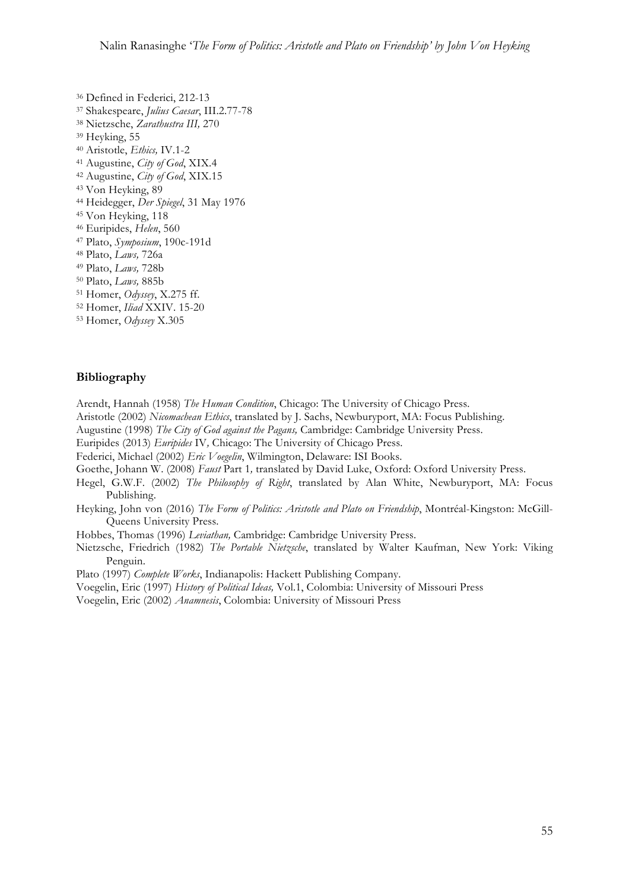[36] Defined in Federici, 212-13
[37] Shakespeare, *Julius Caesar*, III.2.77-78
[38] Nietzsche, *Zarathustra III,* 270
[39] Heyking, 55
[40] Aristotle, *Ethics,* IV.1-2
[41] Augustine, *City of God*, XIX.4
[42] Augustine, *City of God*, XIX.15
[43] Von Heyking, 89
[44] Heidegger, *Der Spiegel*, 31 May 1976
[45] Von Heyking, 118
[46] Euripides, *Helen*, 560
[47] Plato, *Symposium*, 190c-191d
[48] Plato, *Laws,* 726a
[49] Plato, *Laws,* 728b
[50] Plato, *Laws,* 885b
[51] Homer, *Odyssey*, X.275 ff.
[52] Homer, *Iliad* XXIV. 15-20
[53] Homer, *Odyssey* X.305

## Bibliography

Arendt, Hannah (1958) *The Human Condition*, Chicago: The University of Chicago Press.

Aristotle (2002) *Nicomachean Ethics*, translated by J. Sachs, Newburyport, MA: Focus Publishing.

Augustine (1998) *The City of God against the Pagans,* Cambridge: Cambridge University Press.

Euripides (2013) *Euripides* IV*,* Chicago: The University of Chicago Press.

Federici, Michael (2002) *Eric Voegelin*, Wilmington, Delaware: ISI Books.

Goethe, Johann W. (2008) *Faust* Part 1*,* translated by David Luke, Oxford: Oxford University Press.

Hegel, G.W.F. (2002) *The Philosophy of Right*, translated by Alan White, Newburyport, MA: Focus Publishing.

Heyking, John von (2016) *The Form of Politics: Aristotle and Plato on Friendship*, Montréal-Kingston: McGill-Queens University Press.

Hobbes, Thomas (1996) *Leviathan,* Cambridge: Cambridge University Press.

Nietzsche, Friedrich (1982) *The Portable Nietzsche*, translated by Walter Kaufman, New York: Viking Penguin.

Plato (1997) *Complete Works*, Indianapolis: Hackett Publishing Company.

Voegelin, Eric (1997) *History of Political Ideas,* Vol.1, Colombia: University of Missouri Press

Voegelin, Eric (2002) *Anamnesis*, Colombia: University of Missouri Press